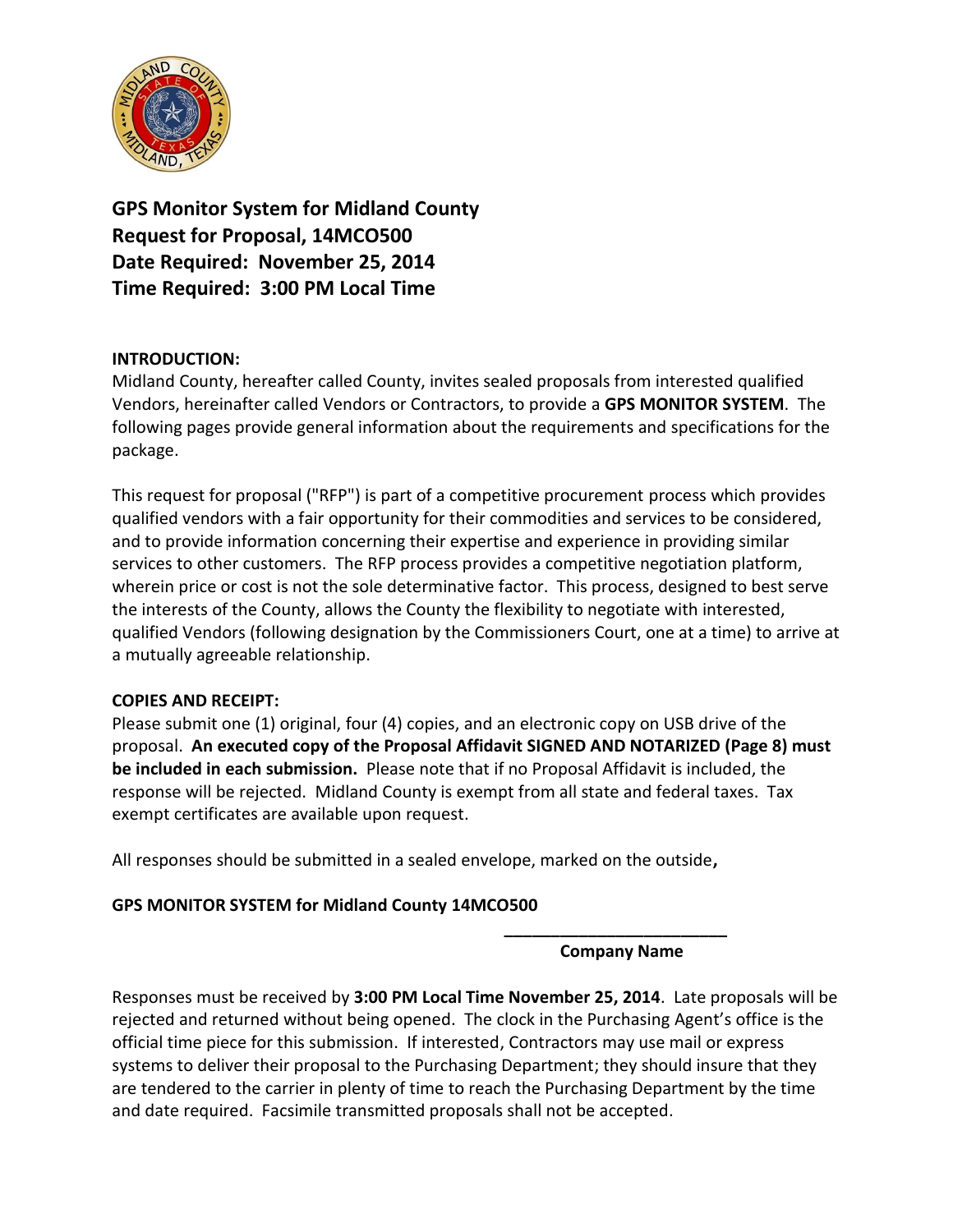# GPS Monitor System for Midland County
# Request for Proposal, 14MCO500
# Date Required: November 25, 2014
# Time Required: 3:00 PM Local Time

**INTRODUCTION:**

Midland County, hereafter called County, invites sealed proposals from interested qualified Vendors, hereinafter called Vendors or Contractors, to provide a **GPS MONITOR SYSTEM**. The following pages provide general information about the requirements and specifications for the package.

This request for proposal ("RFP") is part of a competitive procurement process which provides qualified vendors with a fair opportunity for their commodities and services to be considered, and to provide information concerning their expertise and experience in providing similar services to other customers. The RFP process provides a competitive negotiation platform, wherein price or cost is not the sole determinative factor. This process, designed to best serve the interests of the County, allows the County the flexibility to negotiate with interested, qualified Vendors (following designation by the Commissioners Court, one at a time) to arrive at a mutually agreeable relationship.

**COPIES AND RECEIPT:**

Please submit one (1) original, four (4) copies, and an electronic copy on USB drive of the proposal. **An executed copy of the Proposal Affidavit SIGNED AND NOTARIZED (Page 8) must be included in each submission.** Please note that if no Proposal Affidavit is included, the response will be rejected. Midland County is exempt from all state and federal taxes. Tax exempt certificates are available upon request.

All responses should be submitted in a sealed envelope, marked on the outside**,**

**GPS MONITOR SYSTEM for Midland County 14MCO500**

**________________________**
**Company Name**

Responses must be received by **3:00 PM Local Time November 25, 2014**. Late proposals will be rejected and returned without being opened. The clock in the Purchasing Agent's office is the official time piece for this submission. If interested, Contractors may use mail or express systems to deliver their proposal to the Purchasing Department; they should insure that they are tendered to the carrier in plenty of time to reach the Purchasing Department by the time and date required. Facsimile transmitted proposals shall not be accepted.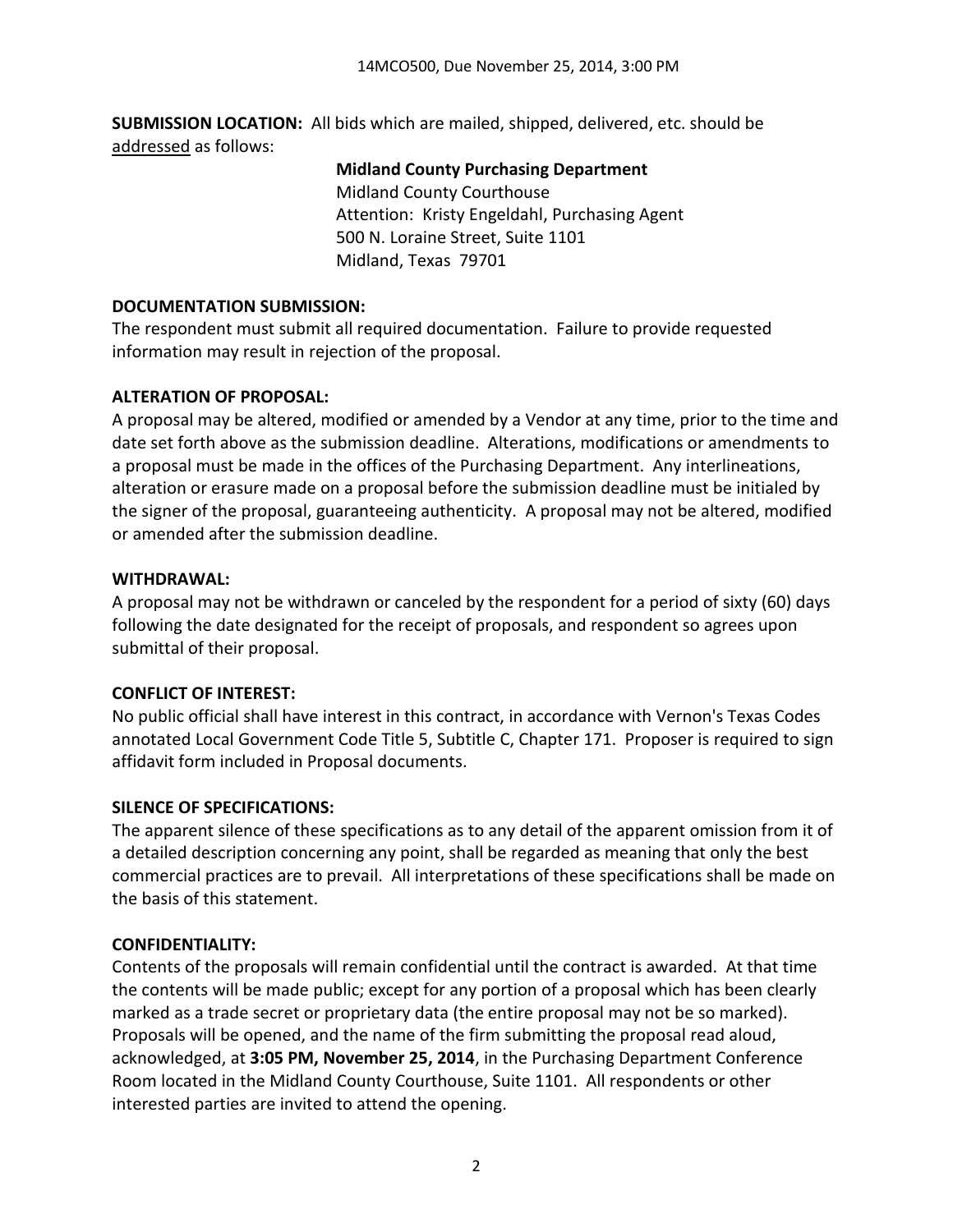**SUBMISSION LOCATION:** All bids which are mailed, shipped, delivered, etc. should be addressed as follows:

**Midland County Purchasing Department**
Midland County Courthouse
Attention: Kristy Engeldahl, Purchasing Agent
500 N. Loraine Street, Suite 1101
Midland, Texas 79701

**DOCUMENTATION SUBMISSION:**

The respondent must submit all required documentation. Failure to provide requested information may result in rejection of the proposal.

**ALTERATION OF PROPOSAL:**

A proposal may be altered, modified or amended by a Vendor at any time, prior to the time and date set forth above as the submission deadline. Alterations, modifications or amendments to a proposal must be made in the offices of the Purchasing Department. Any interlineations, alteration or erasure made on a proposal before the submission deadline must be initialed by the signer of the proposal, guaranteeing authenticity. A proposal may not be altered, modified or amended after the submission deadline.

**WITHDRAWAL:**

A proposal may not be withdrawn or canceled by the respondent for a period of sixty (60) days following the date designated for the receipt of proposals, and respondent so agrees upon submittal of their proposal.

**CONFLICT OF INTEREST:**

No public official shall have interest in this contract, in accordance with Vernon's Texas Codes annotated Local Government Code Title 5, Subtitle C, Chapter 171. Proposer is required to sign affidavit form included in Proposal documents.

**SILENCE OF SPECIFICATIONS:**

The apparent silence of these specifications as to any detail of the apparent omission from it of a detailed description concerning any point, shall be regarded as meaning that only the best commercial practices are to prevail. All interpretations of these specifications shall be made on the basis of this statement.

**CONFIDENTIALITY:**

Contents of the proposals will remain confidential until the contract is awarded. At that time the contents will be made public; except for any portion of a proposal which has been clearly marked as a trade secret or proprietary data (the entire proposal may not be so marked). Proposals will be opened, and the name of the firm submitting the proposal read aloud, acknowledged, at **3:05 PM, November 25, 2014**, in the Purchasing Department Conference Room located in the Midland County Courthouse, Suite 1101. All respondents or other interested parties are invited to attend the opening.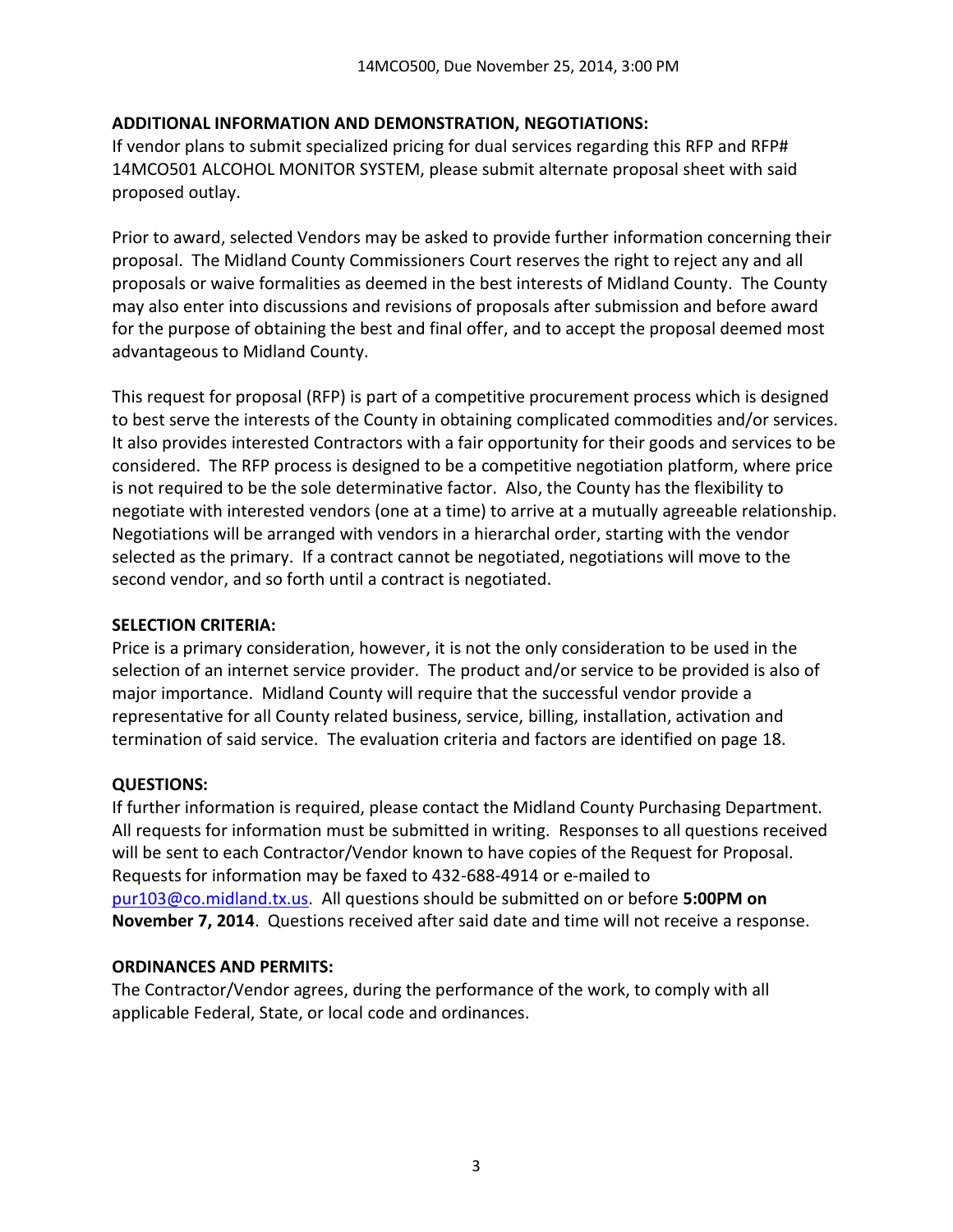**ADDITIONAL INFORMATION AND DEMONSTRATION, NEGOTIATIONS:**

If vendor plans to submit specialized pricing for dual services regarding this RFP and RFP# 14MCO501 ALCOHOL MONITOR SYSTEM, please submit alternate proposal sheet with said proposed outlay.

Prior to award, selected Vendors may be asked to provide further information concerning their proposal. The Midland County Commissioners Court reserves the right to reject any and all proposals or waive formalities as deemed in the best interests of Midland County. The County may also enter into discussions and revisions of proposals after submission and before award for the purpose of obtaining the best and final offer, and to accept the proposal deemed most advantageous to Midland County.

This request for proposal (RFP) is part of a competitive procurement process which is designed to best serve the interests of the County in obtaining complicated commodities and/or services. It also provides interested Contractors with a fair opportunity for their goods and services to be considered. The RFP process is designed to be a competitive negotiation platform, where price is not required to be the sole determinative factor. Also, the County has the flexibility to negotiate with interested vendors (one at a time) to arrive at a mutually agreeable relationship. Negotiations will be arranged with vendors in a hierarchal order, starting with the vendor selected as the primary. If a contract cannot be negotiated, negotiations will move to the second vendor, and so forth until a contract is negotiated.

**SELECTION CRITERIA:**

Price is a primary consideration, however, it is not the only consideration to be used in the selection of an internet service provider. The product and/or service to be provided is also of major importance. Midland County will require that the successful vendor provide a representative for all County related business, service, billing, installation, activation and termination of said service. The evaluation criteria and factors are identified on page 18.

**QUESTIONS:**

If further information is required, please contact the Midland County Purchasing Department. All requests for information must be submitted in writing. Responses to all questions received will be sent to each Contractor/Vendor known to have copies of the Request for Proposal. Requests for information may be faxed to 432-688-4914 or e-mailed to pur103@co.midland.tx.us. All questions should be submitted on or before **5:00PM on November 7, 2014**. Questions received after said date and time will not receive a response.

**ORDINANCES AND PERMITS:**

The Contractor/Vendor agrees, during the performance of the work, to comply with all applicable Federal, State, or local code and ordinances.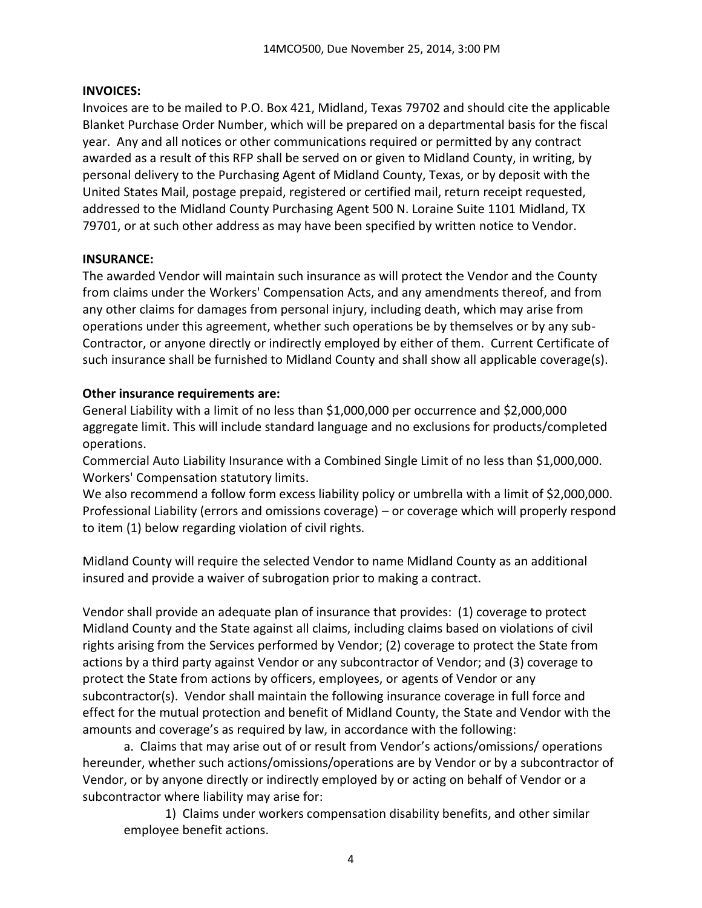**INVOICES:**

Invoices are to be mailed to P.O. Box 421, Midland, Texas 79702 and should cite the applicable Blanket Purchase Order Number, which will be prepared on a departmental basis for the fiscal year. Any and all notices or other communications required or permitted by any contract awarded as a result of this RFP shall be served on or given to Midland County, in writing, by personal delivery to the Purchasing Agent of Midland County, Texas, or by deposit with the United States Mail, postage prepaid, registered or certified mail, return receipt requested, addressed to the Midland County Purchasing Agent 500 N. Loraine Suite 1101 Midland, TX 79701, or at such other address as may have been specified by written notice to Vendor.

**INSURANCE:**

The awarded Vendor will maintain such insurance as will protect the Vendor and the County from claims under the Workers' Compensation Acts, and any amendments thereof, and from any other claims for damages from personal injury, including death, which may arise from operations under this agreement, whether such operations be by themselves or by any sub-Contractor, or anyone directly or indirectly employed by either of them. Current Certificate of such insurance shall be furnished to Midland County and shall show all applicable coverage(s).

**Other insurance requirements are:**

General Liability with a limit of no less than $1,000,000 per occurrence and $2,000,000 aggregate limit. This will include standard language and no exclusions for products/completed operations.
Commercial Auto Liability Insurance with a Combined Single Limit of no less than $1,000,000.
Workers' Compensation statutory limits.
We also recommend a follow form excess liability policy or umbrella with a limit of $2,000,000.
Professional Liability (errors and omissions coverage) – or coverage which will properly respond to item (1) below regarding violation of civil rights.

Midland County will require the selected Vendor to name Midland County as an additional insured and provide a waiver of subrogation prior to making a contract.

Vendor shall provide an adequate plan of insurance that provides: (1) coverage to protect Midland County and the State against all claims, including claims based on violations of civil rights arising from the Services performed by Vendor; (2) coverage to protect the State from actions by a third party against Vendor or any subcontractor of Vendor; and (3) coverage to protect the State from actions by officers, employees, or agents of Vendor or any subcontractor(s). Vendor shall maintain the following insurance coverage in full force and effect for the mutual protection and benefit of Midland County, the State and Vendor with the amounts and coverage's as required by law, in accordance with the following:

a. Claims that may arise out of or result from Vendor's actions/omissions/ operations hereunder, whether such actions/omissions/operations are by Vendor or by a subcontractor of Vendor, or by anyone directly or indirectly employed by or acting on behalf of Vendor or a subcontractor where liability may arise for:

1) Claims under workers compensation disability benefits, and other similar employee benefit actions.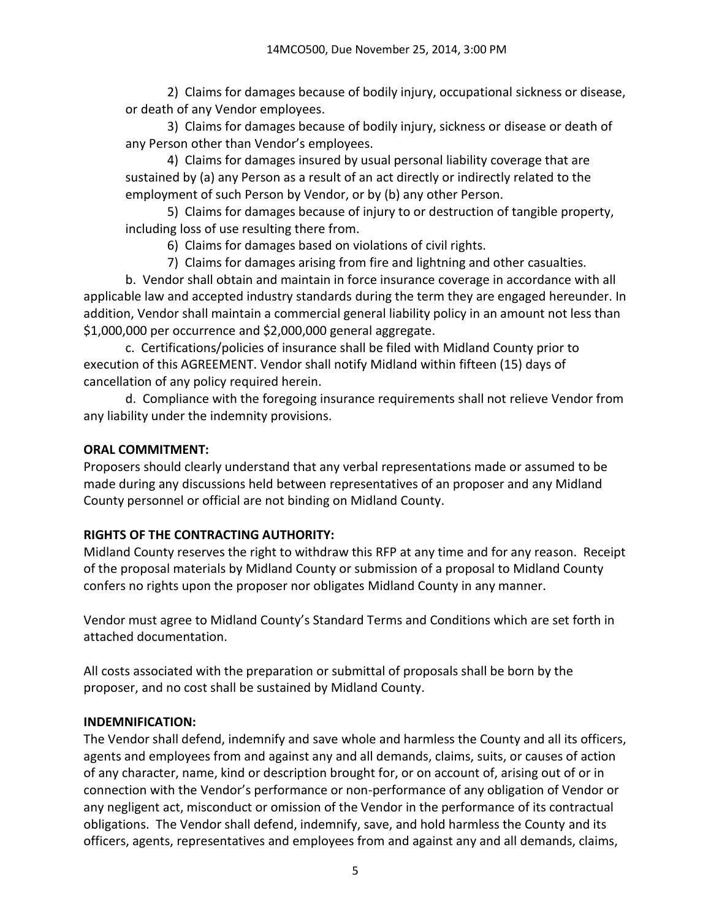2) Claims for damages because of bodily injury, occupational sickness or disease, or death of any Vendor employees.

3) Claims for damages because of bodily injury, sickness or disease or death of any Person other than Vendor's employees.

4) Claims for damages insured by usual personal liability coverage that are sustained by (a) any Person as a result of an act directly or indirectly related to the employment of such Person by Vendor, or by (b) any other Person.

5) Claims for damages because of injury to or destruction of tangible property, including loss of use resulting there from.

6) Claims for damages based on violations of civil rights.

7) Claims for damages arising from fire and lightning and other casualties.

b. Vendor shall obtain and maintain in force insurance coverage in accordance with all applicable law and accepted industry standards during the term they are engaged hereunder. In addition, Vendor shall maintain a commercial general liability policy in an amount not less than $1,000,000 per occurrence and $2,000,000 general aggregate.

c. Certifications/policies of insurance shall be filed with Midland County prior to execution of this AGREEMENT. Vendor shall notify Midland within fifteen (15) days of cancellation of any policy required herein.

d. Compliance with the foregoing insurance requirements shall not relieve Vendor from any liability under the indemnity provisions.

**ORAL COMMITMENT:**

Proposers should clearly understand that any verbal representations made or assumed to be made during any discussions held between representatives of an proposer and any Midland County personnel or official are not binding on Midland County.

**RIGHTS OF THE CONTRACTING AUTHORITY:**

Midland County reserves the right to withdraw this RFP at any time and for any reason. Receipt of the proposal materials by Midland County or submission of a proposal to Midland County confers no rights upon the proposer nor obligates Midland County in any manner.

Vendor must agree to Midland County's Standard Terms and Conditions which are set forth in attached documentation.

All costs associated with the preparation or submittal of proposals shall be born by the proposer, and no cost shall be sustained by Midland County.

**INDEMNIFICATION:**

The Vendor shall defend, indemnify and save whole and harmless the County and all its officers, agents and employees from and against any and all demands, claims, suits, or causes of action of any character, name, kind or description brought for, or on account of, arising out of or in connection with the Vendor's performance or non-performance of any obligation of Vendor or any negligent act, misconduct or omission of the Vendor in the performance of its contractual obligations. The Vendor shall defend, indemnify, save, and hold harmless the County and its officers, agents, representatives and employees from and against any and all demands, claims,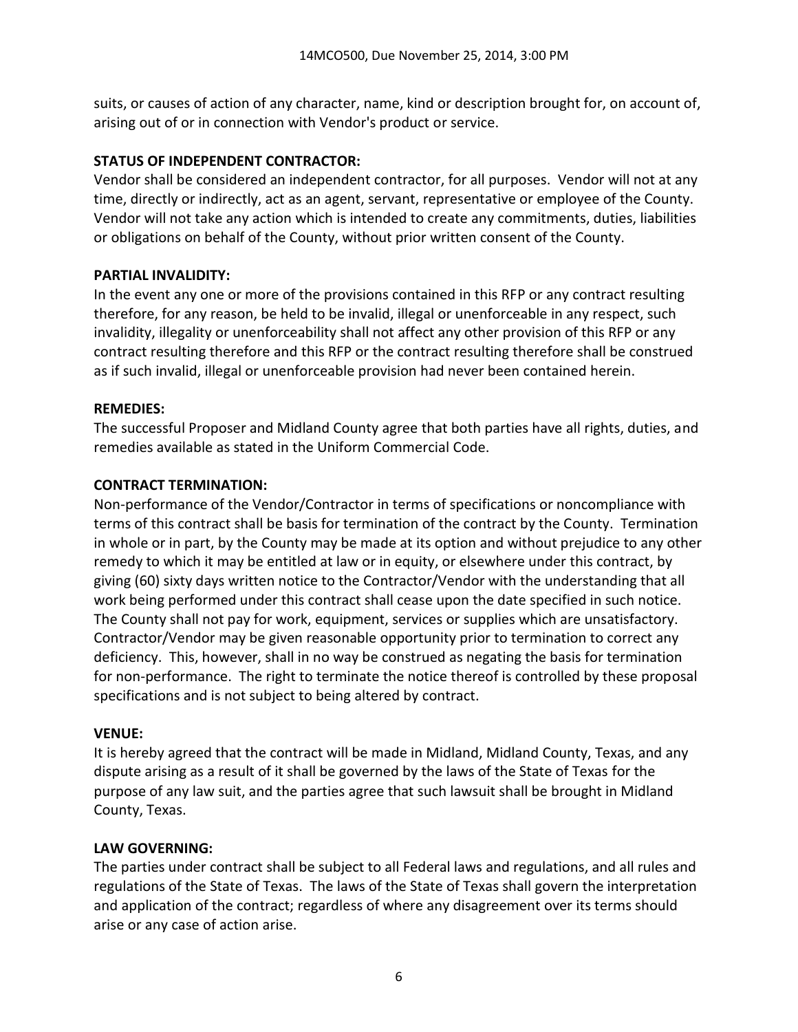suits, or causes of action of any character, name, kind or description brought for, on account of, arising out of or in connection with Vendor's product or service.

**STATUS OF INDEPENDENT CONTRACTOR:**

Vendor shall be considered an independent contractor, for all purposes. Vendor will not at any time, directly or indirectly, act as an agent, servant, representative or employee of the County. Vendor will not take any action which is intended to create any commitments, duties, liabilities or obligations on behalf of the County, without prior written consent of the County.

**PARTIAL INVALIDITY:**

In the event any one or more of the provisions contained in this RFP or any contract resulting therefore, for any reason, be held to be invalid, illegal or unenforceable in any respect, such invalidity, illegality or unenforceability shall not affect any other provision of this RFP or any contract resulting therefore and this RFP or the contract resulting therefore shall be construed as if such invalid, illegal or unenforceable provision had never been contained herein.

**REMEDIES:**

The successful Proposer and Midland County agree that both parties have all rights, duties, and remedies available as stated in the Uniform Commercial Code.

**CONTRACT TERMINATION:**

Non-performance of the Vendor/Contractor in terms of specifications or noncompliance with terms of this contract shall be basis for termination of the contract by the County. Termination in whole or in part, by the County may be made at its option and without prejudice to any other remedy to which it may be entitled at law or in equity, or elsewhere under this contract, by giving (60) sixty days written notice to the Contractor/Vendor with the understanding that all work being performed under this contract shall cease upon the date specified in such notice. The County shall not pay for work, equipment, services or supplies which are unsatisfactory. Contractor/Vendor may be given reasonable opportunity prior to termination to correct any deficiency. This, however, shall in no way be construed as negating the basis for termination for non-performance. The right to terminate the notice thereof is controlled by these proposal specifications and is not subject to being altered by contract.

**VENUE:**

It is hereby agreed that the contract will be made in Midland, Midland County, Texas, and any dispute arising as a result of it shall be governed by the laws of the State of Texas for the purpose of any law suit, and the parties agree that such lawsuit shall be brought in Midland County, Texas.

**LAW GOVERNING:**

The parties under contract shall be subject to all Federal laws and regulations, and all rules and regulations of the State of Texas. The laws of the State of Texas shall govern the interpretation and application of the contract; regardless of where any disagreement over its terms should arise or any case of action arise.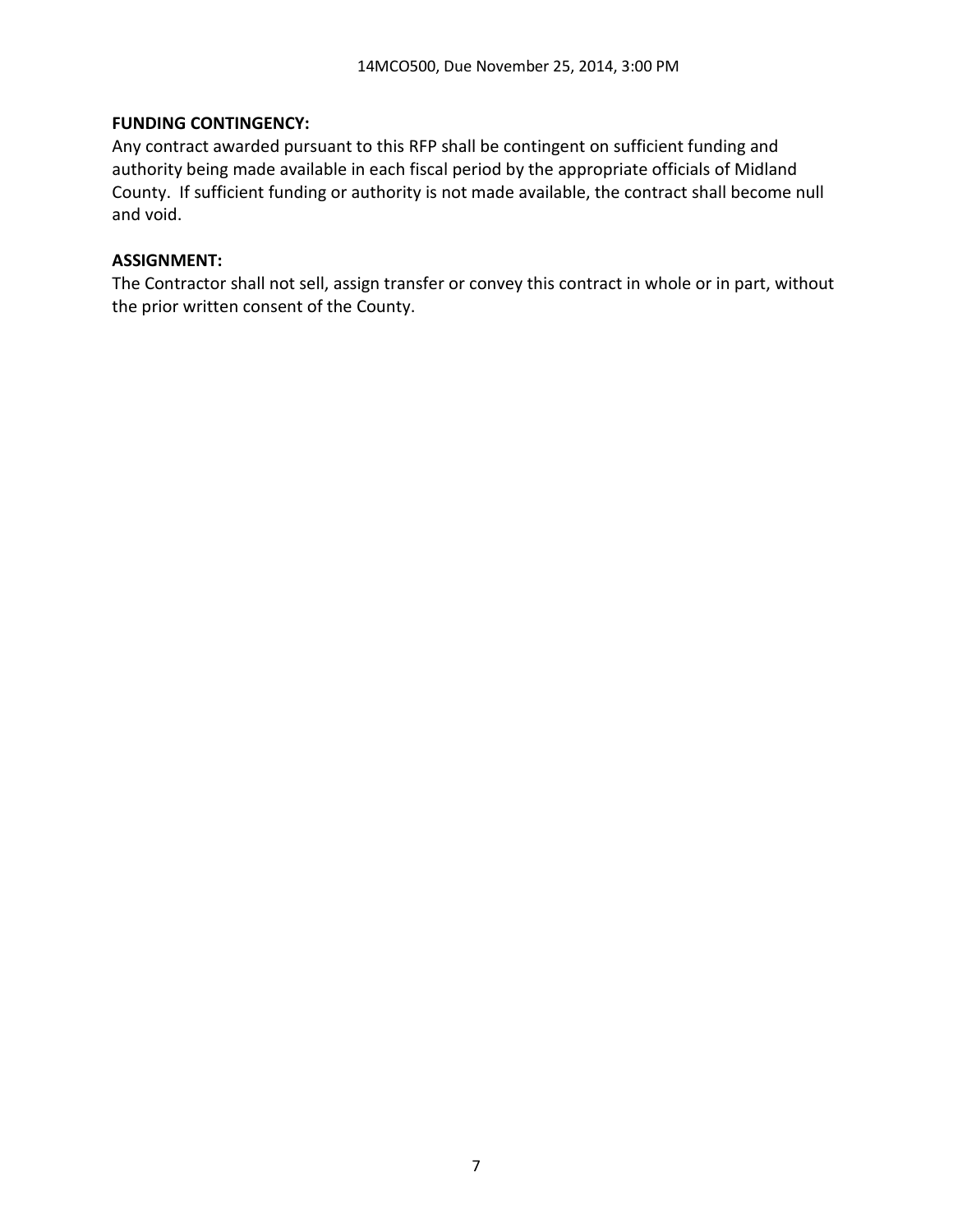**FUNDING CONTINGENCY:**

Any contract awarded pursuant to this RFP shall be contingent on sufficient funding and authority being made available in each fiscal period by the appropriate officials of Midland County. If sufficient funding or authority is not made available, the contract shall become null and void.

**ASSIGNMENT:**

The Contractor shall not sell, assign transfer or convey this contract in whole or in part, without the prior written consent of the County.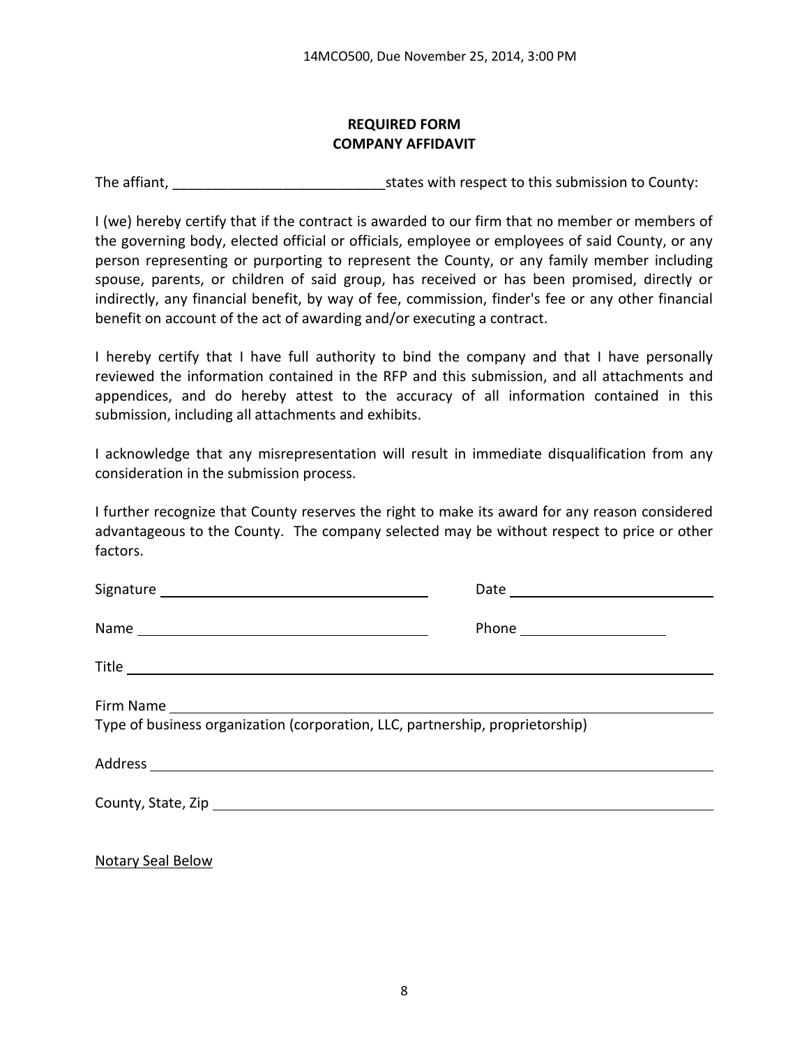## REQUIRED FORM
## COMPANY AFFIDAVIT

The affiant, ___________________________states with respect to this submission to County:

I (we) hereby certify that if the contract is awarded to our firm that no member or members of the governing body, elected official or officials, employee or employees of said County, or any person representing or purporting to represent the County, or any family member including spouse, parents, or children of said group, has received or has been promised, directly or indirectly, any financial benefit, by way of fee, commission, finder's fee or any other financial benefit on account of the act of awarding and/or executing a contract.

I hereby certify that I have full authority to bind the company and that I have personally reviewed the information contained in the RFP and this submission, and all attachments and appendices, and do hereby attest to the accuracy of all information contained in this submission, including all attachments and exhibits.

I acknowledge that any misrepresentation will result in immediate disqualification from any consideration in the submission process.

I further recognize that County reserves the right to make its award for any reason considered advantageous to the County. The company selected may be without respect to price or other factors.

Signature ___________________________ Date ___________________________

Name ___________________________ Phone ___________________

Title ___________________________________________________________

Firm Name _______________________________________________________
Type of business organization (corporation, LLC, partnership, proprietorship)

Address _________________________________________________________

County, State, Zip ________________________________________________

Notary Seal Below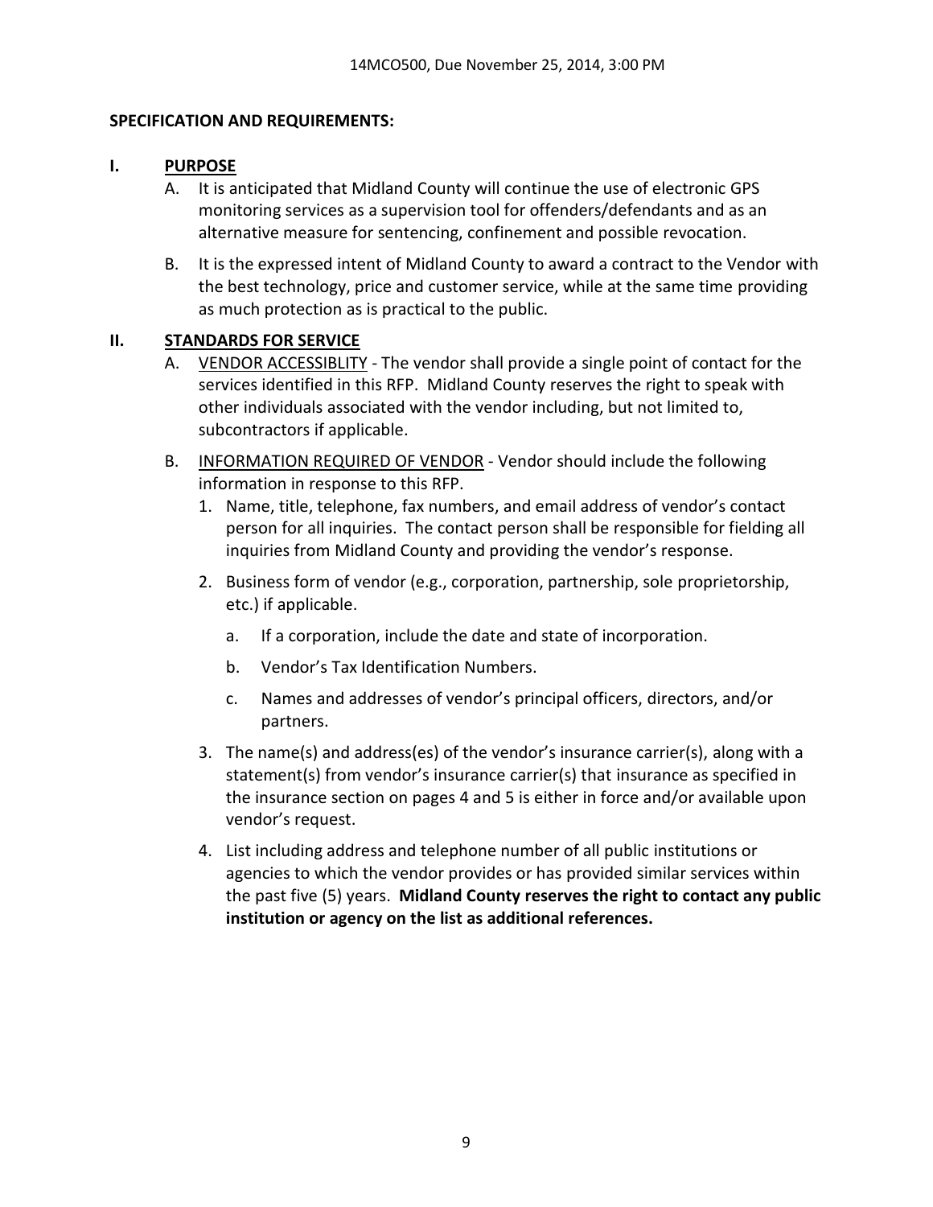**SPECIFICATION AND REQUIREMENTS:**

## I. PURPOSE

A. It is anticipated that Midland County will continue the use of electronic GPS monitoring services as a supervision tool for offenders/defendants and as an alternative measure for sentencing, confinement and possible revocation.

B. It is the expressed intent of Midland County to award a contract to the Vendor with the best technology, price and customer service, while at the same time providing as much protection as is practical to the public.

## II. STANDARDS FOR SERVICE

A. VENDOR ACCESSIBLITY - The vendor shall provide a single point of contact for the services identified in this RFP. Midland County reserves the right to speak with other individuals associated with the vendor including, but not limited to, subcontractors if applicable.

B. INFORMATION REQUIRED OF VENDOR - Vendor should include the following information in response to this RFP.

1. Name, title, telephone, fax numbers, and email address of vendor's contact person for all inquiries. The contact person shall be responsible for fielding all inquiries from Midland County and providing the vendor's response.
2. Business form of vendor (e.g., corporation, partnership, sole proprietorship, etc.) if applicable.
    a. If a corporation, include the date and state of incorporation.
    b. Vendor's Tax Identification Numbers.
    c. Names and addresses of vendor's principal officers, directors, and/or partners.
3. The name(s) and address(es) of the vendor's insurance carrier(s), along with a statement(s) from vendor's insurance carrier(s) that insurance as specified in the insurance section on pages 4 and 5 is either in force and/or available upon vendor's request.
4. List including address and telephone number of all public institutions or agencies to which the vendor provides or has provided similar services within the past five (5) years. **Midland County reserves the right to contact any public institution or agency on the list as additional references.**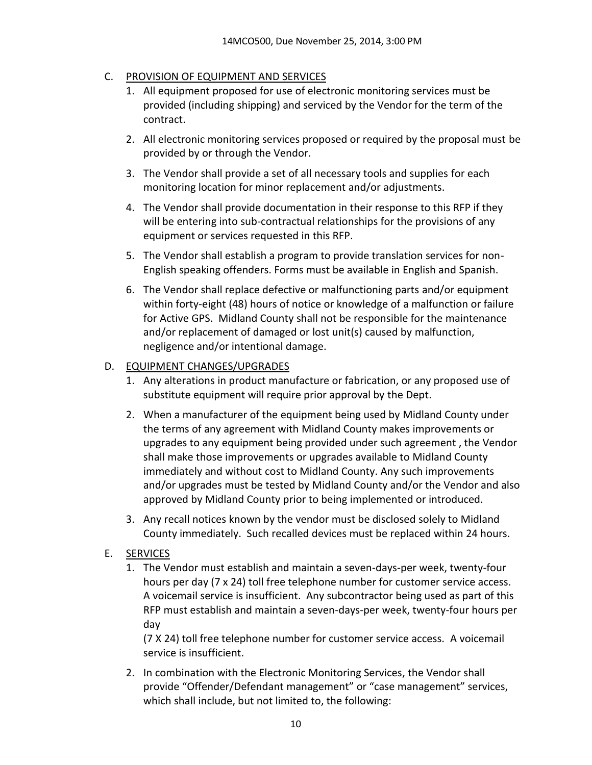C. PROVISION OF EQUIPMENT AND SERVICES

1. All equipment proposed for use of electronic monitoring services must be provided (including shipping) and serviced by the Vendor for the term of the contract.
2. All electronic monitoring services proposed or required by the proposal must be provided by or through the Vendor.
3. The Vendor shall provide a set of all necessary tools and supplies for each monitoring location for minor replacement and/or adjustments.
4. The Vendor shall provide documentation in their response to this RFP if they will be entering into sub-contractual relationships for the provisions of any equipment or services requested in this RFP.
5. The Vendor shall establish a program to provide translation services for non-English speaking offenders. Forms must be available in English and Spanish.
6. The Vendor shall replace defective or malfunctioning parts and/or equipment within forty-eight (48) hours of notice or knowledge of a malfunction or failure for Active GPS. Midland County shall not be responsible for the maintenance and/or replacement of damaged or lost unit(s) caused by malfunction, negligence and/or intentional damage.

D. EQUIPMENT CHANGES/UPGRADES

1. Any alterations in product manufacture or fabrication, or any proposed use of substitute equipment will require prior approval by the Dept.
2. When a manufacturer of the equipment being used by Midland County under the terms of any agreement with Midland County makes improvements or upgrades to any equipment being provided under such agreement , the Vendor shall make those improvements or upgrades available to Midland County immediately and without cost to Midland County. Any such improvements and/or upgrades must be tested by Midland County and/or the Vendor and also approved by Midland County prior to being implemented or introduced.
3. Any recall notices known by the vendor must be disclosed solely to Midland County immediately. Such recalled devices must be replaced within 24 hours.

E. SERVICES

1. The Vendor must establish and maintain a seven-days-per week, twenty-four hours per day (7 x 24) toll free telephone number for customer service access. A voicemail service is insufficient. Any subcontractor being used as part of this RFP must establish and maintain a seven-days-per week, twenty-four hours per day
   (7 X 24) toll free telephone number for customer service access. A voicemail service is insufficient.
2. In combination with the Electronic Monitoring Services, the Vendor shall provide "Offender/Defendant management" or "case management" services, which shall include, but not limited to, the following: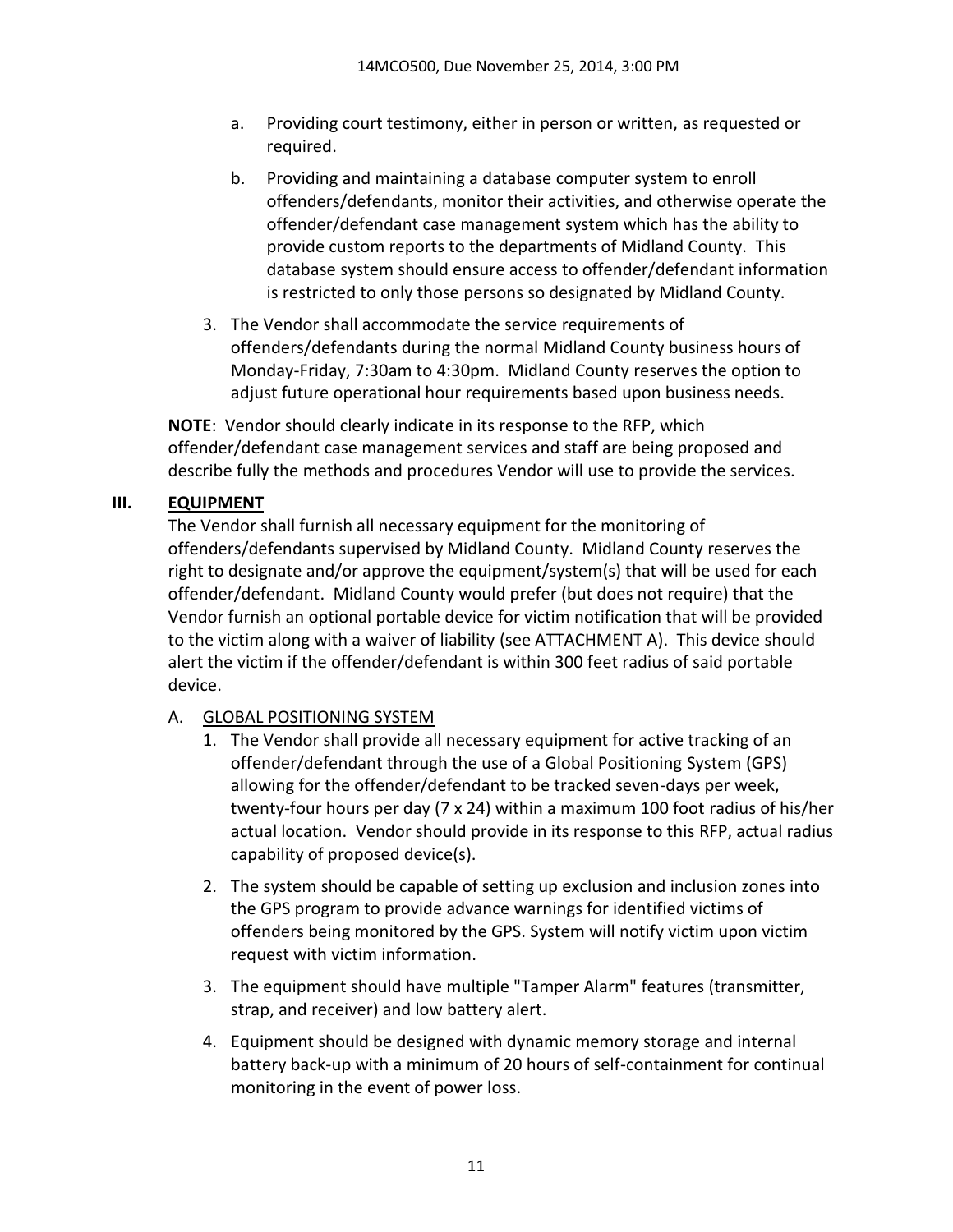a. Providing court testimony, either in person or written, as requested or required.

b. Providing and maintaining a database computer system to enroll offenders/defendants, monitor their activities, and otherwise operate the offender/defendant case management system which has the ability to provide custom reports to the departments of Midland County. This database system should ensure access to offender/defendant information is restricted to only those persons so designated by Midland County.

3. The Vendor shall accommodate the service requirements of offenders/defendants during the normal Midland County business hours of Monday-Friday, 7:30am to 4:30pm. Midland County reserves the option to adjust future operational hour requirements based upon business needs.

**NOTE**: Vendor should clearly indicate in its response to the RFP, which offender/defendant case management services and staff are being proposed and describe fully the methods and procedures Vendor will use to provide the services.

## III. EQUIPMENT

The Vendor shall furnish all necessary equipment for the monitoring of offenders/defendants supervised by Midland County. Midland County reserves the right to designate and/or approve the equipment/system(s) that will be used for each offender/defendant. Midland County would prefer (but does not require) that the Vendor furnish an optional portable device for victim notification that will be provided to the victim along with a waiver of liability (see ATTACHMENT A). This device should alert the victim if the offender/defendant is within 300 feet radius of said portable device.

A. GLOBAL POSITIONING SYSTEM

1. The Vendor shall provide all necessary equipment for active tracking of an offender/defendant through the use of a Global Positioning System (GPS) allowing for the offender/defendant to be tracked seven-days per week, twenty-four hours per day (7 x 24) within a maximum 100 foot radius of his/her actual location. Vendor should provide in its response to this RFP, actual radius capability of proposed device(s).

2. The system should be capable of setting up exclusion and inclusion zones into the GPS program to provide advance warnings for identified victims of offenders being monitored by the GPS. System will notify victim upon victim request with victim information.

3. The equipment should have multiple "Tamper Alarm" features (transmitter, strap, and receiver) and low battery alert.

4. Equipment should be designed with dynamic memory storage and internal battery back-up with a minimum of 20 hours of self-containment for continual monitoring in the event of power loss.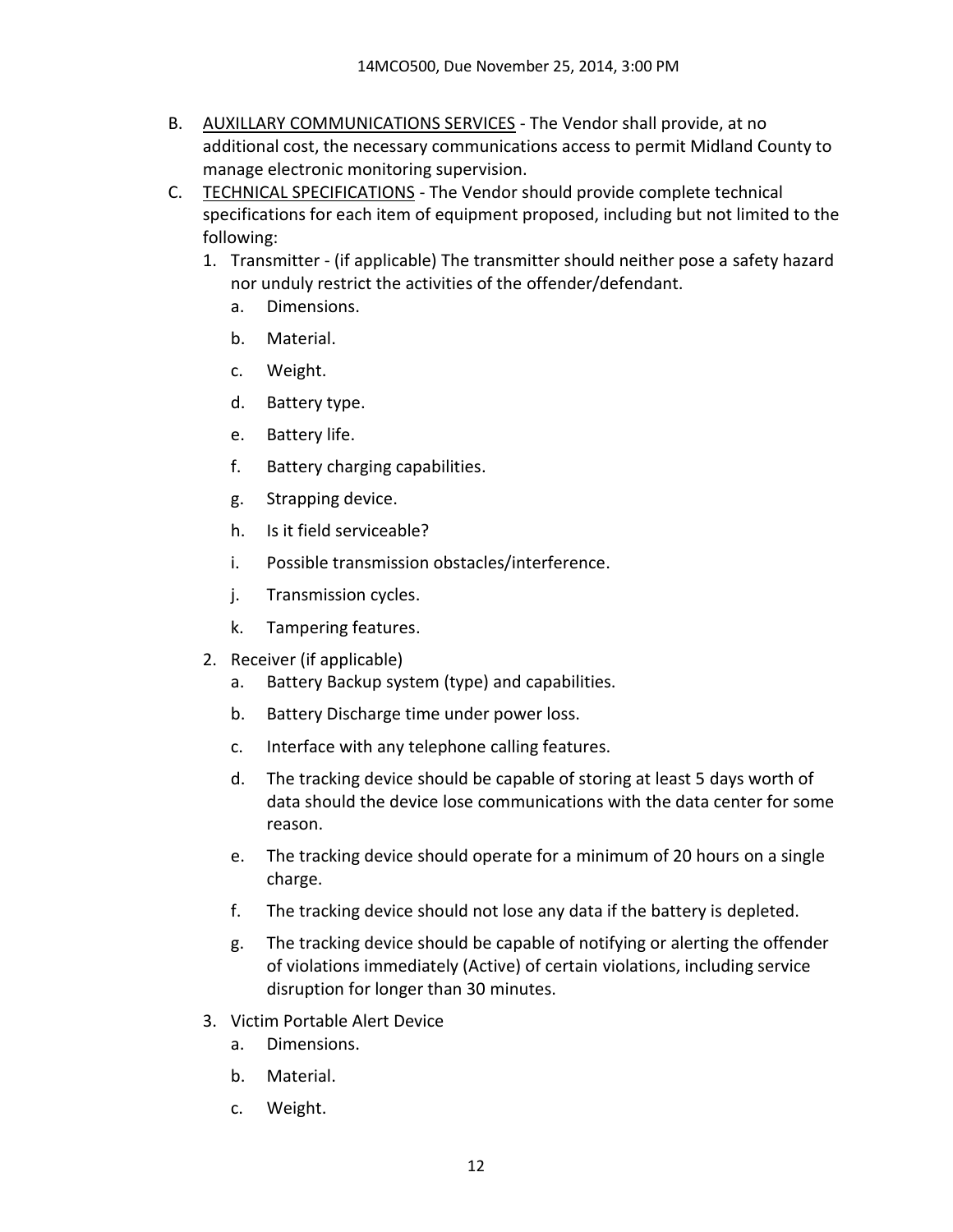B. <u>AUXILLARY COMMUNICATIONS SERVICES</u> - The Vendor shall provide, at no additional cost, the necessary communications access to permit Midland County to manage electronic monitoring supervision.

C. <u>TECHNICAL SPECIFICATIONS</u> - The Vendor should provide complete technical specifications for each item of equipment proposed, including but not limited to the following:

   1. Transmitter - (if applicable) The transmitter should neither pose a safety hazard nor unduly restrict the activities of the offender/defendant.
      a. Dimensions.
      b. Material.
      c. Weight.
      d. Battery type.
      e. Battery life.
      f. Battery charging capabilities.
      g. Strapping device.
      h. Is it field serviceable?
      i. Possible transmission obstacles/interference.
      j. Transmission cycles.
      k. Tampering features.

   2. Receiver (if applicable)
      a. Battery Backup system (type) and capabilities.
      b. Battery Discharge time under power loss.
      c. Interface with any telephone calling features.
      d. The tracking device should be capable of storing at least 5 days worth of data should the device lose communications with the data center for some reason.
      e. The tracking device should operate for a minimum of 20 hours on a single charge.
      f. The tracking device should not lose any data if the battery is depleted.
      g. The tracking device should be capable of notifying or alerting the offender of violations immediately (Active) of certain violations, including service disruption for longer than 30 minutes.

   3. Victim Portable Alert Device
      a. Dimensions.
      b. Material.
      c. Weight.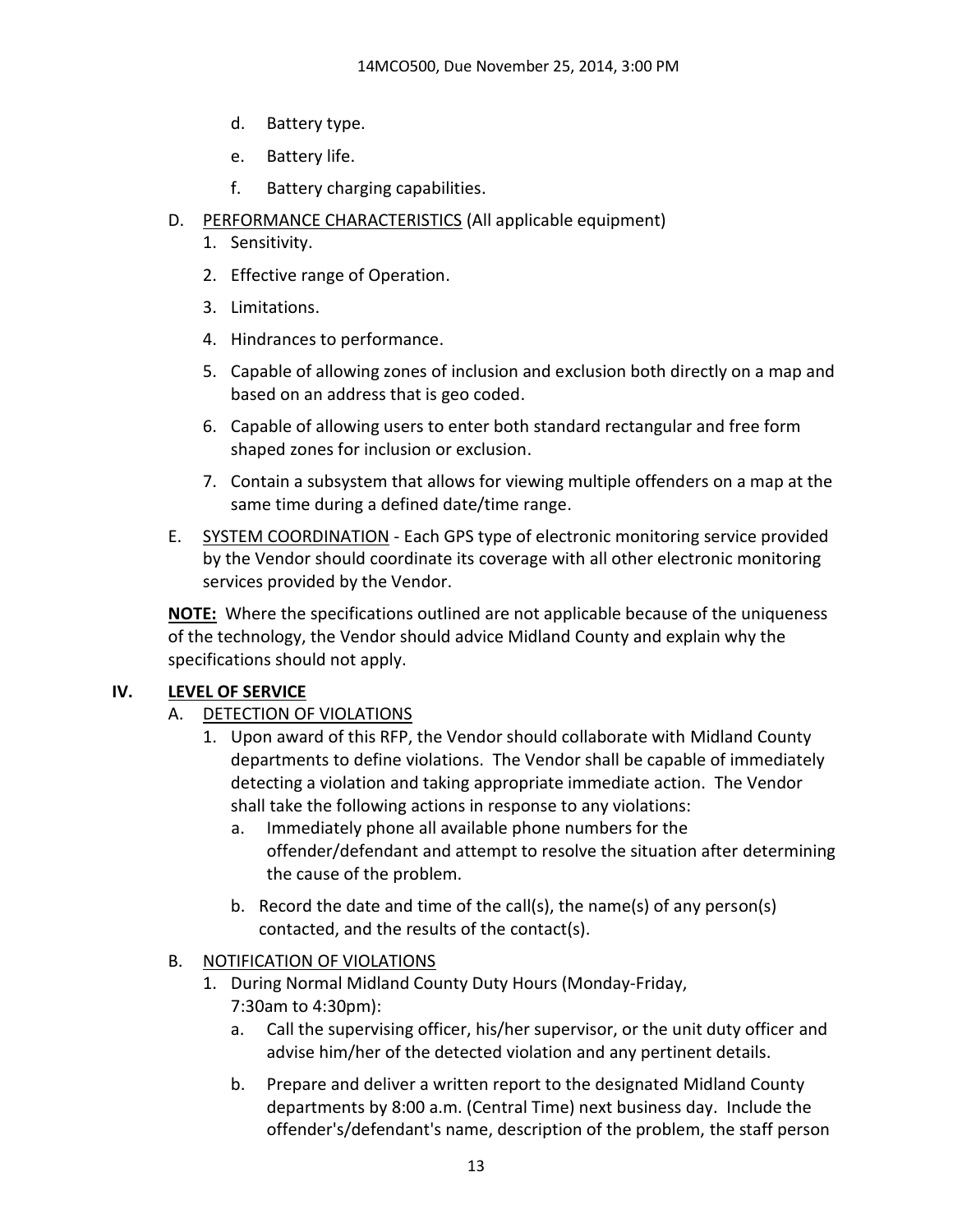d. Battery type.

e. Battery life.

f. Battery charging capabilities.

D. PERFORMANCE CHARACTERISTICS (All applicable equipment)

1. Sensitivity.

2. Effective range of Operation.

3. Limitations.

4. Hindrances to performance.

5. Capable of allowing zones of inclusion and exclusion both directly on a map and based on an address that is geo coded.

6. Capable of allowing users to enter both standard rectangular and free form shaped zones for inclusion or exclusion.

7. Contain a subsystem that allows for viewing multiple offenders on a map at the same time during a defined date/time range.

E. SYSTEM COORDINATION - Each GPS type of electronic monitoring service provided by the Vendor should coordinate its coverage with all other electronic monitoring services provided by the Vendor.

**NOTE:** Where the specifications outlined are not applicable because of the uniqueness of the technology, the Vendor should advice Midland County and explain why the specifications should not apply.

## IV. LEVEL OF SERVICE

A. DETECTION OF VIOLATIONS

1. Upon award of this RFP, the Vendor should collaborate with Midland County departments to define violations. The Vendor shall be capable of immediately detecting a violation and taking appropriate immediate action. The Vendor shall take the following actions in response to any violations:

   a. Immediately phone all available phone numbers for the offender/defendant and attempt to resolve the situation after determining the cause of the problem.

   b. Record the date and time of the call(s), the name(s) of any person(s) contacted, and the results of the contact(s).

B. NOTIFICATION OF VIOLATIONS

1. During Normal Midland County Duty Hours (Monday-Friday, 7:30am to 4:30pm):

   a. Call the supervising officer, his/her supervisor, or the unit duty officer and advise him/her of the detected violation and any pertinent details.

   b. Prepare and deliver a written report to the designated Midland County departments by 8:00 a.m. (Central Time) next business day. Include the offender's/defendant's name, description of the problem, the staff person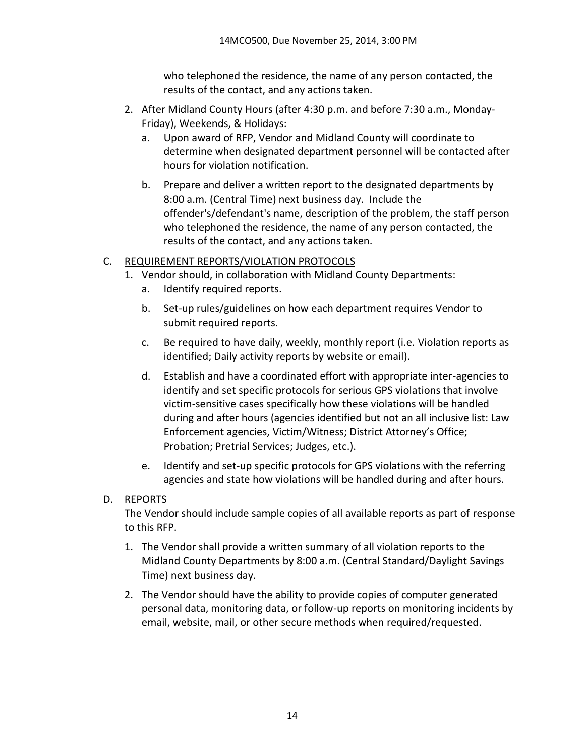who telephoned the residence, the name of any person contacted, the results of the contact, and any actions taken.

2. After Midland County Hours (after 4:30 p.m. and before 7:30 a.m., Monday-Friday), Weekends, & Holidays:
   a. Upon award of RFP, Vendor and Midland County will coordinate to determine when designated department personnel will be contacted after hours for violation notification.
   b. Prepare and deliver a written report to the designated departments by 8:00 a.m. (Central Time) next business day. Include the offender's/defendant's name, description of the problem, the staff person who telephoned the residence, the name of any person contacted, the results of the contact, and any actions taken.

C. <u>REQUIREMENT REPORTS/VIOLATION PROTOCOLS</u>

1. Vendor should, in collaboration with Midland County Departments:
   a. Identify required reports.
   b. Set-up rules/guidelines on how each department requires Vendor to submit required reports.
   c. Be required to have daily, weekly, monthly report (i.e. Violation reports as identified; Daily activity reports by website or email).
   d. Establish and have a coordinated effort with appropriate inter-agencies to identify and set specific protocols for serious GPS violations that involve victim-sensitive cases specifically how these violations will be handled during and after hours (agencies identified but not an all inclusive list: Law Enforcement agencies, Victim/Witness; District Attorney's Office; Probation; Pretrial Services; Judges, etc.).
   e. Identify and set-up specific protocols for GPS violations with the referring agencies and state how violations will be handled during and after hours.

D. <u>REPORTS</u>

The Vendor should include sample copies of all available reports as part of response to this RFP.

1. The Vendor shall provide a written summary of all violation reports to the Midland County Departments by 8:00 a.m. (Central Standard/Daylight Savings Time) next business day.
2. The Vendor should have the ability to provide copies of computer generated personal data, monitoring data, or follow-up reports on monitoring incidents by email, website, mail, or other secure methods when required/requested.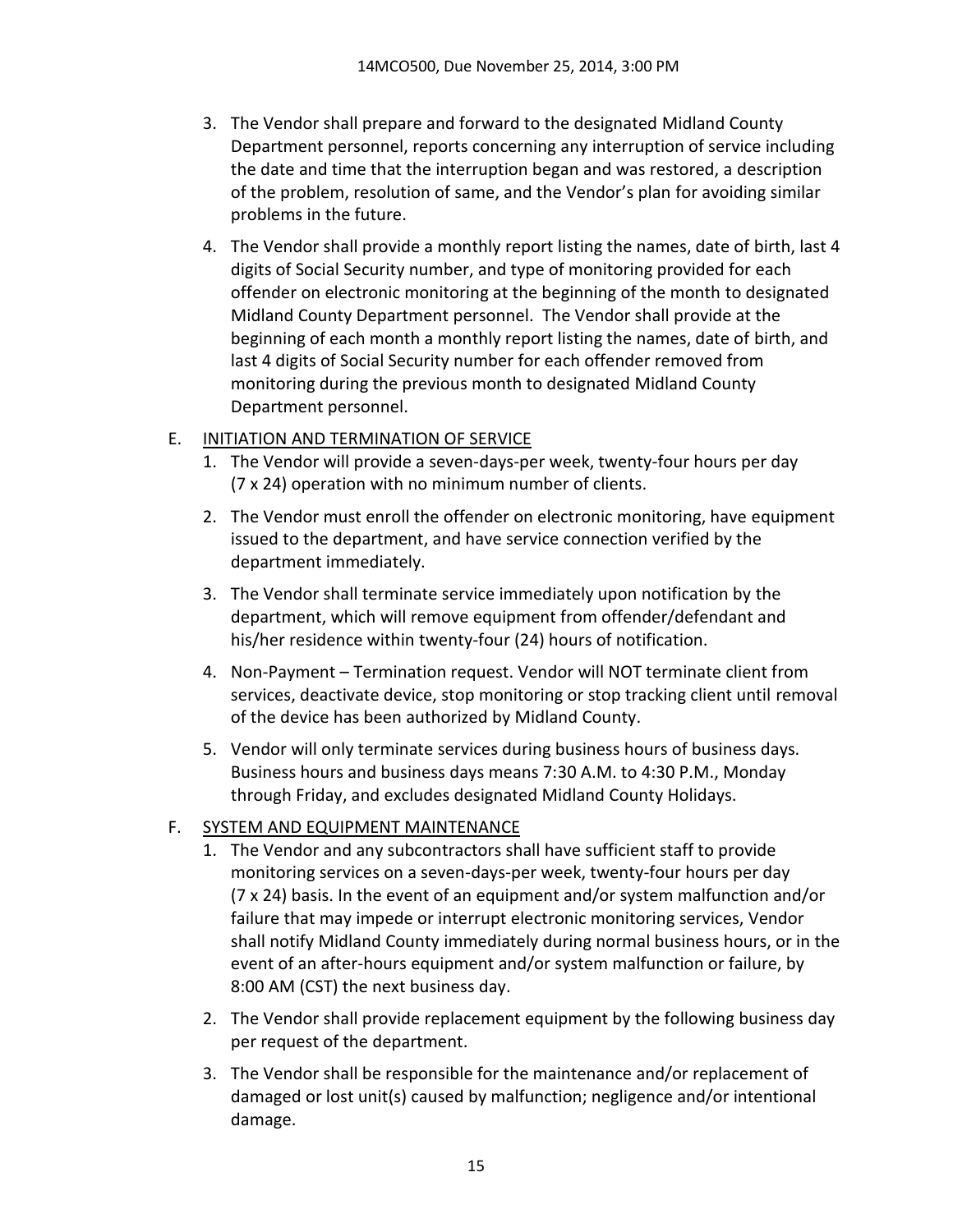3. The Vendor shall prepare and forward to the designated Midland County Department personnel, reports concerning any interruption of service including the date and time that the interruption began and was restored, a description of the problem, resolution of same, and the Vendor's plan for avoiding similar problems in the future.

4. The Vendor shall provide a monthly report listing the names, date of birth, last 4 digits of Social Security number, and type of monitoring provided for each offender on electronic monitoring at the beginning of the month to designated Midland County Department personnel. The Vendor shall provide at the beginning of each month a monthly report listing the names, date of birth, and last 4 digits of Social Security number for each offender removed from monitoring during the previous month to designated Midland County Department personnel.

E. <u>INITIATION AND TERMINATION OF SERVICE</u>

1. The Vendor will provide a seven-days-per week, twenty-four hours per day (7 x 24) operation with no minimum number of clients.

2. The Vendor must enroll the offender on electronic monitoring, have equipment issued to the department, and have service connection verified by the department immediately.

3. The Vendor shall terminate service immediately upon notification by the department, which will remove equipment from offender/defendant and his/her residence within twenty-four (24) hours of notification.

4. Non-Payment – Termination request. Vendor will NOT terminate client from services, deactivate device, stop monitoring or stop tracking client until removal of the device has been authorized by Midland County.

5. Vendor will only terminate services during business hours of business days. Business hours and business days means 7:30 A.M. to 4:30 P.M., Monday through Friday, and excludes designated Midland County Holidays.

F. <u>SYSTEM AND EQUIPMENT MAINTENANCE</u>

1. The Vendor and any subcontractors shall have sufficient staff to provide monitoring services on a seven-days-per week, twenty-four hours per day (7 x 24) basis. In the event of an equipment and/or system malfunction and/or failure that may impede or interrupt electronic monitoring services, Vendor shall notify Midland County immediately during normal business hours, or in the event of an after-hours equipment and/or system malfunction or failure, by 8:00 AM (CST) the next business day.

2. The Vendor shall provide replacement equipment by the following business day per request of the department.

3. The Vendor shall be responsible for the maintenance and/or replacement of damaged or lost unit(s) caused by malfunction; negligence and/or intentional damage.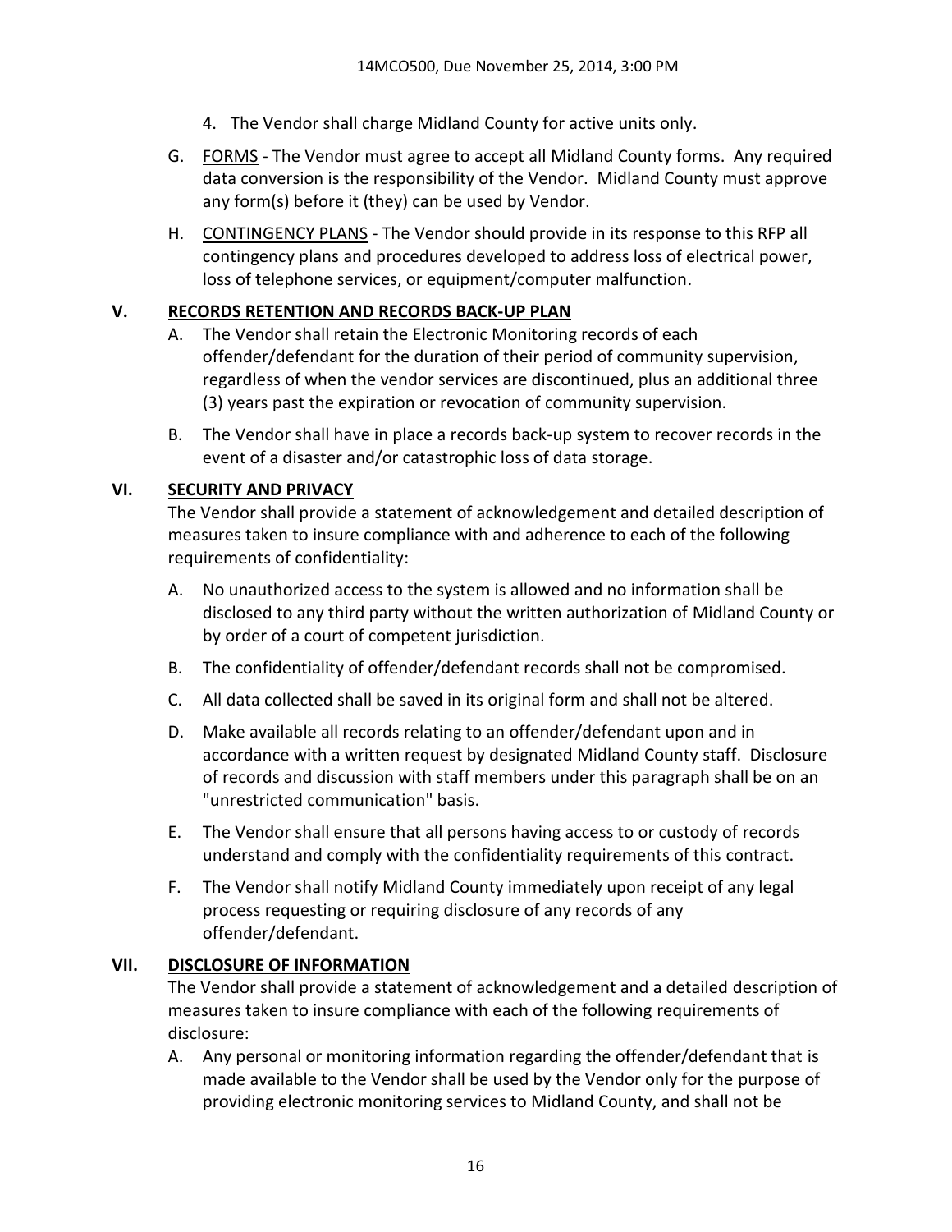4. The Vendor shall charge Midland County for active units only.

G. FORMS - The Vendor must agree to accept all Midland County forms. Any required data conversion is the responsibility of the Vendor. Midland County must approve any form(s) before it (they) can be used by Vendor.

H. CONTINGENCY PLANS - The Vendor should provide in its response to this RFP all contingency plans and procedures developed to address loss of electrical power, loss of telephone services, or equipment/computer malfunction.

## V. RECORDS RETENTION AND RECORDS BACK-UP PLAN

A. The Vendor shall retain the Electronic Monitoring records of each offender/defendant for the duration of their period of community supervision, regardless of when the vendor services are discontinued, plus an additional three (3) years past the expiration or revocation of community supervision.

B. The Vendor shall have in place a records back-up system to recover records in the event of a disaster and/or catastrophic loss of data storage.

## VI. SECURITY AND PRIVACY

The Vendor shall provide a statement of acknowledgement and detailed description of measures taken to insure compliance with and adherence to each of the following requirements of confidentiality:

A. No unauthorized access to the system is allowed and no information shall be disclosed to any third party without the written authorization of Midland County or by order of a court of competent jurisdiction.

B. The confidentiality of offender/defendant records shall not be compromised.

C. All data collected shall be saved in its original form and shall not be altered.

D. Make available all records relating to an offender/defendant upon and in accordance with a written request by designated Midland County staff. Disclosure of records and discussion with staff members under this paragraph shall be on an "unrestricted communication" basis.

E. The Vendor shall ensure that all persons having access to or custody of records understand and comply with the confidentiality requirements of this contract.

F. The Vendor shall notify Midland County immediately upon receipt of any legal process requesting or requiring disclosure of any records of any offender/defendant.

## VII. DISCLOSURE OF INFORMATION

The Vendor shall provide a statement of acknowledgement and a detailed description of measures taken to insure compliance with each of the following requirements of disclosure:

A. Any personal or monitoring information regarding the offender/defendant that is made available to the Vendor shall be used by the Vendor only for the purpose of providing electronic monitoring services to Midland County, and shall not be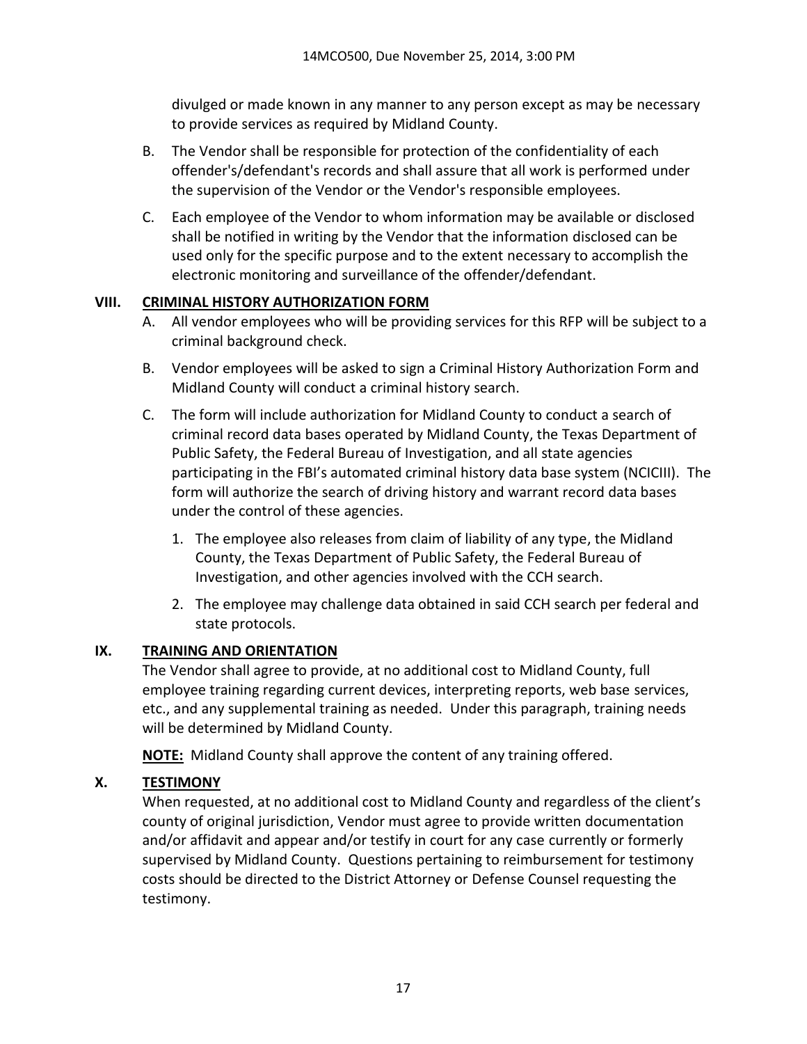divulged or made known in any manner to any person except as may be necessary to provide services as required by Midland County.

B. The Vendor shall be responsible for protection of the confidentiality of each offender's/defendant's records and shall assure that all work is performed under the supervision of the Vendor or the Vendor's responsible employees.

C. Each employee of the Vendor to whom information may be available or disclosed shall be notified in writing by the Vendor that the information disclosed can be used only for the specific purpose and to the extent necessary to accomplish the electronic monitoring and surveillance of the offender/defendant.

## VIII. CRIMINAL HISTORY AUTHORIZATION FORM

A. All vendor employees who will be providing services for this RFP will be subject to a criminal background check.

B. Vendor employees will be asked to sign a Criminal History Authorization Form and Midland County will conduct a criminal history search.

C. The form will include authorization for Midland County to conduct a search of criminal record data bases operated by Midland County, the Texas Department of Public Safety, the Federal Bureau of Investigation, and all state agencies participating in the FBI's automated criminal history data base system (NCICIII). The form will authorize the search of driving history and warrant record data bases under the control of these agencies.

1. The employee also releases from claim of liability of any type, the Midland County, the Texas Department of Public Safety, the Federal Bureau of Investigation, and other agencies involved with the CCH search.
2. The employee may challenge data obtained in said CCH search per federal and state protocols.

## IX. TRAINING AND ORIENTATION

The Vendor shall agree to provide, at no additional cost to Midland County, full employee training regarding current devices, interpreting reports, web base services, etc., and any supplemental training as needed. Under this paragraph, training needs will be determined by Midland County.

**NOTE:** Midland County shall approve the content of any training offered.

## X. TESTIMONY

When requested, at no additional cost to Midland County and regardless of the client's county of original jurisdiction, Vendor must agree to provide written documentation and/or affidavit and appear and/or testify in court for any case currently or formerly supervised by Midland County. Questions pertaining to reimbursement for testimony costs should be directed to the District Attorney or Defense Counsel requesting the testimony.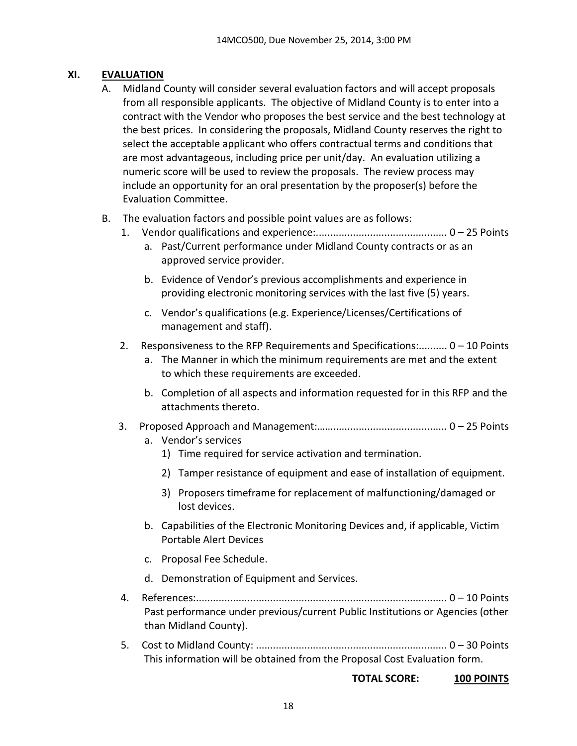## XI. EVALUATION

A. Midland County will consider several evaluation factors and will accept proposals from all responsible applicants. The objective of Midland County is to enter into a contract with the Vendor who proposes the best service and the best technology at the best prices. In considering the proposals, Midland County reserves the right to select the acceptable applicant who offers contractual terms and conditions that are most advantageous, including price per unit/day. An evaluation utilizing a numeric score will be used to review the proposals. The review process may include an opportunity for an oral presentation by the proposer(s) before the Evaluation Committee.

B. The evaluation factors and possible point values are as follows:

1. Vendor qualifications and experience:............................................. 0 – 25 Points
   a. Past/Current performance under Midland County contracts or as an approved service provider.
   b. Evidence of Vendor's previous accomplishments and experience in providing electronic monitoring services with the last five (5) years.
   c. Vendor's qualifications (e.g. Experience/Licenses/Certifications of management and staff).

2. Responsiveness to the RFP Requirements and Specifications:.......... 0 – 10 Points
   a. The Manner in which the minimum requirements are met and the extent to which these requirements are exceeded.
   b. Completion of all aspects and information requested for in this RFP and the attachments thereto.

3. Proposed Approach and Management:............................................ 0 – 25 Points
   a. Vendor's services
      1) Time required for service activation and termination.
      2) Tamper resistance of equipment and ease of installation of equipment.
      3) Proposers timeframe for replacement of malfunctioning/damaged or lost devices.
   b. Capabilities of the Electronic Monitoring Devices and, if applicable, Victim Portable Alert Devices
   c. Proposal Fee Schedule.
   d. Demonstration of Equipment and Services.

4. References:....................................................................................... 0 – 10 Points
   Past performance under previous/current Public Institutions or Agencies (other than Midland County).

5. Cost to Midland County: .................................................................. 0 – 30 Points
   This information will be obtained from the Proposal Cost Evaluation form.

**TOTAL SCORE: <u>100 POINTS</u>**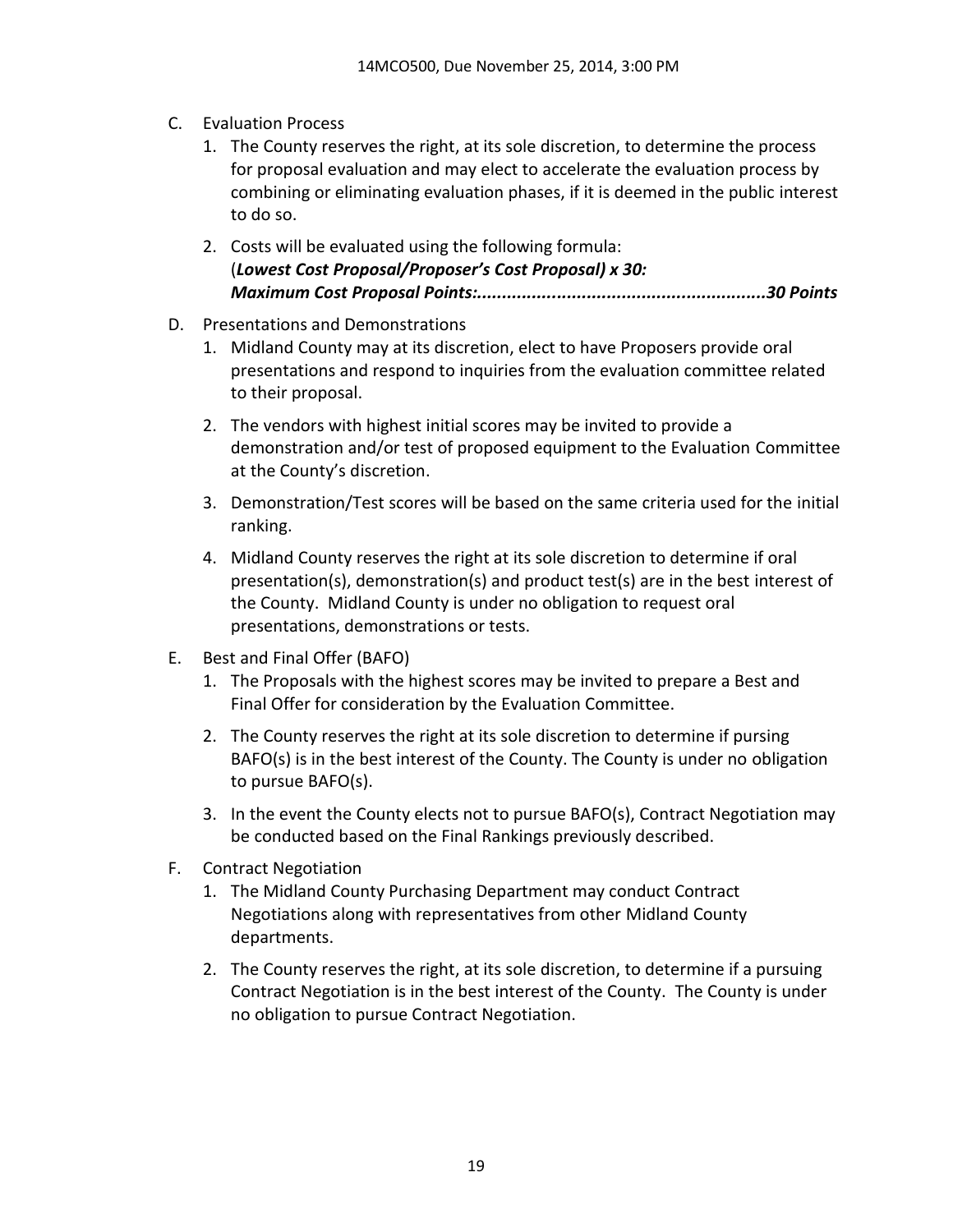C. Evaluation Process

   1. The County reserves the right, at its sole discretion, to determine the process for proposal evaluation and may elect to accelerate the evaluation process by combining or eliminating evaluation phases, if it is deemed in the public interest to do so.

   2. Costs will be evaluated using the following formula:
      (***Lowest Cost Proposal/Proposer's Cost Proposal) x 30:***
      ***Maximum Cost Proposal Points:..........................................................30 Points***

D. Presentations and Demonstrations

   1. Midland County may at its discretion, elect to have Proposers provide oral presentations and respond to inquiries from the evaluation committee related to their proposal.

   2. The vendors with highest initial scores may be invited to provide a demonstration and/or test of proposed equipment to the Evaluation Committee at the County's discretion.

   3. Demonstration/Test scores will be based on the same criteria used for the initial ranking.

   4. Midland County reserves the right at its sole discretion to determine if oral presentation(s), demonstration(s) and product test(s) are in the best interest of the County. Midland County is under no obligation to request oral presentations, demonstrations or tests.

E. Best and Final Offer (BAFO)

   1. The Proposals with the highest scores may be invited to prepare a Best and Final Offer for consideration by the Evaluation Committee.

   2. The County reserves the right at its sole discretion to determine if pursing BAFO(s) is in the best interest of the County. The County is under no obligation to pursue BAFO(s).

   3. In the event the County elects not to pursue BAFO(s), Contract Negotiation may be conducted based on the Final Rankings previously described.

F. Contract Negotiation

   1. The Midland County Purchasing Department may conduct Contract Negotiations along with representatives from other Midland County departments.

   2. The County reserves the right, at its sole discretion, to determine if a pursuing Contract Negotiation is in the best interest of the County. The County is under no obligation to pursue Contract Negotiation.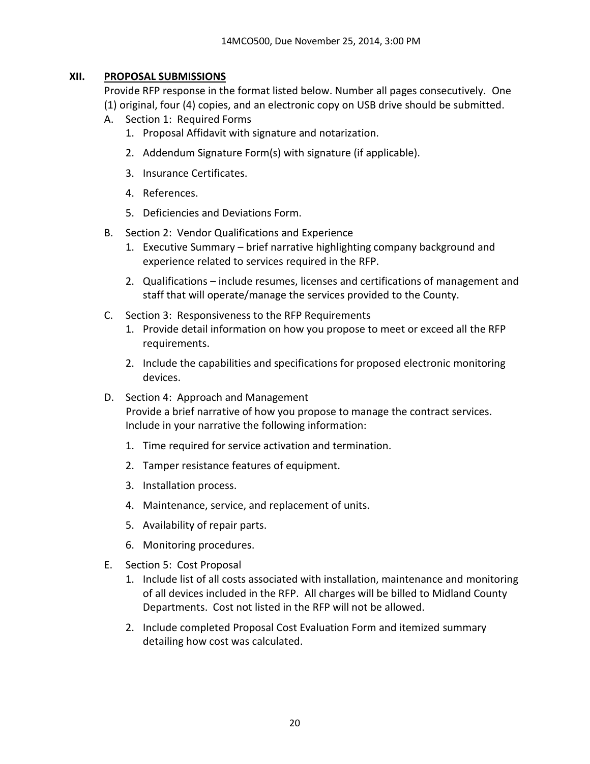## XII. PROPOSAL SUBMISSIONS

Provide RFP response in the format listed below. Number all pages consecutively. One (1) original, four (4) copies, and an electronic copy on USB drive should be submitted.

A. Section 1: Required Forms
   1. Proposal Affidavit with signature and notarization.
   2. Addendum Signature Form(s) with signature (if applicable).
   3. Insurance Certificates.
   4. References.
   5. Deficiencies and Deviations Form.

B. Section 2: Vendor Qualifications and Experience
   1. Executive Summary – brief narrative highlighting company background and experience related to services required in the RFP.
   2. Qualifications – include resumes, licenses and certifications of management and staff that will operate/manage the services provided to the County.

C. Section 3: Responsiveness to the RFP Requirements
   1. Provide detail information on how you propose to meet or exceed all the RFP requirements.
   2. Include the capabilities and specifications for proposed electronic monitoring devices.

D. Section 4: Approach and Management
   Provide a brief narrative of how you propose to manage the contract services. Include in your narrative the following information:
   1. Time required for service activation and termination.
   2. Tamper resistance features of equipment.
   3. Installation process.
   4. Maintenance, service, and replacement of units.
   5. Availability of repair parts.
   6. Monitoring procedures.

E. Section 5: Cost Proposal
   1. Include list of all costs associated with installation, maintenance and monitoring of all devices included in the RFP. All charges will be billed to Midland County Departments. Cost not listed in the RFP will not be allowed.
   2. Include completed Proposal Cost Evaluation Form and itemized summary detailing how cost was calculated.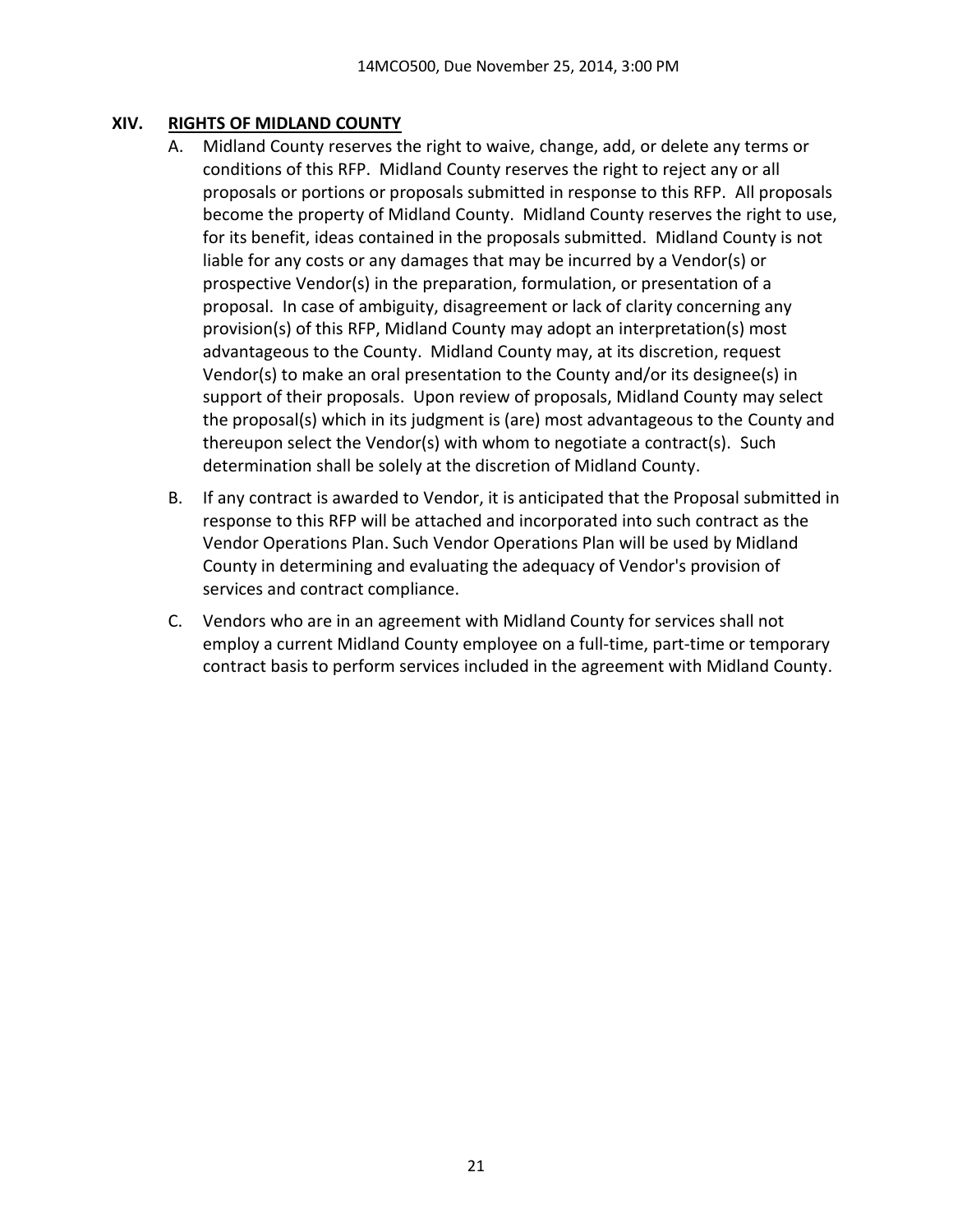## XIV. RIGHTS OF MIDLAND COUNTY

A. Midland County reserves the right to waive, change, add, or delete any terms or conditions of this RFP. Midland County reserves the right to reject any or all proposals or portions or proposals submitted in response to this RFP. All proposals become the property of Midland County. Midland County reserves the right to use, for its benefit, ideas contained in the proposals submitted. Midland County is not liable for any costs or any damages that may be incurred by a Vendor(s) or prospective Vendor(s) in the preparation, formulation, or presentation of a proposal. In case of ambiguity, disagreement or lack of clarity concerning any provision(s) of this RFP, Midland County may adopt an interpretation(s) most advantageous to the County. Midland County may, at its discretion, request Vendor(s) to make an oral presentation to the County and/or its designee(s) in support of their proposals. Upon review of proposals, Midland County may select the proposal(s) which in its judgment is (are) most advantageous to the County and thereupon select the Vendor(s) with whom to negotiate a contract(s). Such determination shall be solely at the discretion of Midland County.

B. If any contract is awarded to Vendor, it is anticipated that the Proposal submitted in response to this RFP will be attached and incorporated into such contract as the Vendor Operations Plan. Such Vendor Operations Plan will be used by Midland County in determining and evaluating the adequacy of Vendor's provision of services and contract compliance.

C. Vendors who are in an agreement with Midland County for services shall not employ a current Midland County employee on a full-time, part-time or temporary contract basis to perform services included in the agreement with Midland County.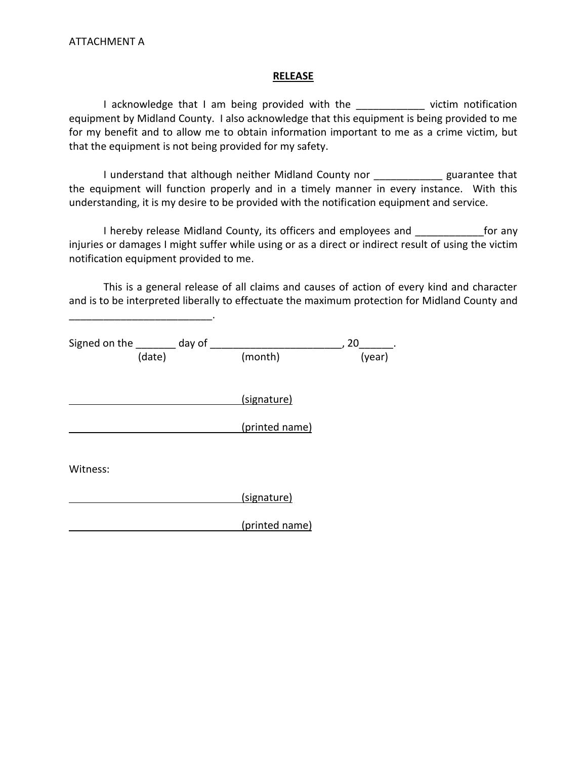ATTACHMENT A

## RELEASE

I acknowledge that I am being provided with the ____________ victim notification equipment by Midland County. I also acknowledge that this equipment is being provided to me for my benefit and to allow me to obtain information important to me as a crime victim, but that the equipment is not being provided for my safety.

I understand that although neither Midland County nor ____________ guarantee that the equipment will function properly and in a timely manner in every instance. With this understanding, it is my desire to be provided with the notification equipment and service.

I hereby release Midland County, its officers and employees and ____________for any injuries or damages I might suffer while using or as a direct or indirect result of using the victim notification equipment provided to me.

This is a general release of all claims and causes of action of every kind and character and is to be interpreted liberally to effectuate the maximum protection for Midland County and _________________________.

Signed on the _______ day of _______________________, 20______.
(date) (month) (year)

_______________________________ (signature)

_______________________________ (printed name)

Witness:

_______________________________ (signature)

_______________________________ (printed name)